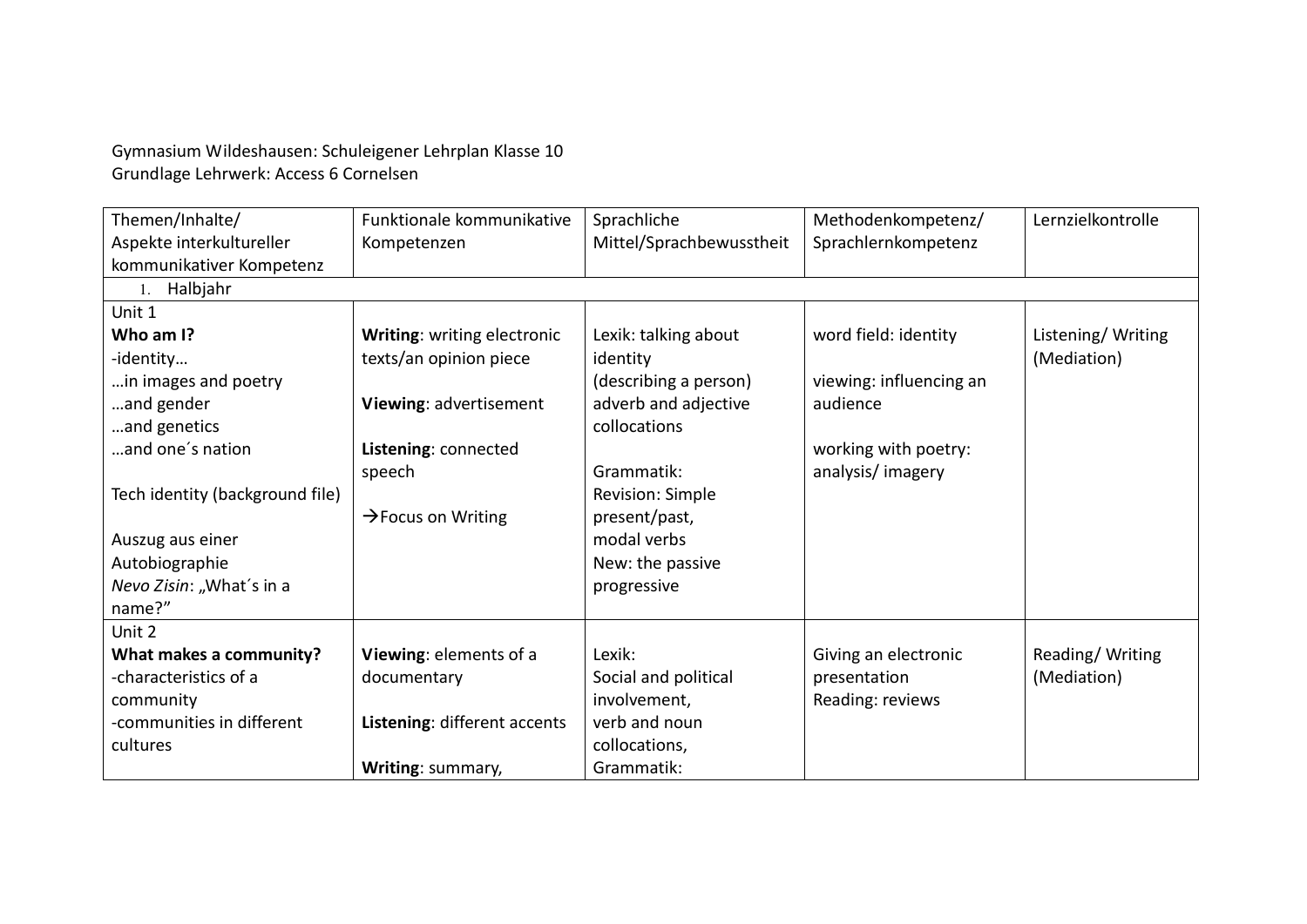Gymnasium Wildeshausen: Schuleigener Lehrplan Klasse 10
Grundlage Lehrwerk: Access 6 Cornelsen

| Themen/Inhalte/ Aspekte interkultureller kommunikativer Kompetenz | Funktionale kommunikative Kompetenzen | Sprachliche Mittel/Sprachbewusstheit | Methodenkompetenz/ Sprachlernkompetenz | Lernzielkontrolle |
|---|---|---|---|---|
| 1. Halbjahr | | | | |
| Unit 1<br>**Who am I?**<br>-identity…<br>…in images and poetry<br>…and gender<br>…and genetics<br>…and one´s nation<br><br>Tech identity (background file)<br><br>Auszug aus einer Autobiographie<br>*Nevo Zisin*: „What´s in a name?" | **Writing**: writing electronic texts/an opinion piece<br><br>**Viewing**: advertisement<br><br>**Listening**: connected speech<br><br>→Focus on Writing | Lexik: talking about identity<br>(describing a person)<br>adverb and adjective collocations<br><br>Grammatik:<br>Revision: Simple present/past,<br>modal verbs<br>New: the passive progressive | word field: identity<br><br>viewing: influencing an audience<br><br>working with poetry: analysis/ imagery | Listening/ Writing (Mediation) |
| Unit 2<br>**What makes a community?**<br>-characteristics of a community<br>-communities in different cultures | **Viewing**: elements of a documentary<br><br>**Listening**: different accents<br><br>**Writing**: summary, | Lexik:<br>Social and political involvement,<br>verb and noun collocations,<br>Grammatik: | Giving an electronic presentation<br>Reading: reviews | Reading/ Writing (Mediation) |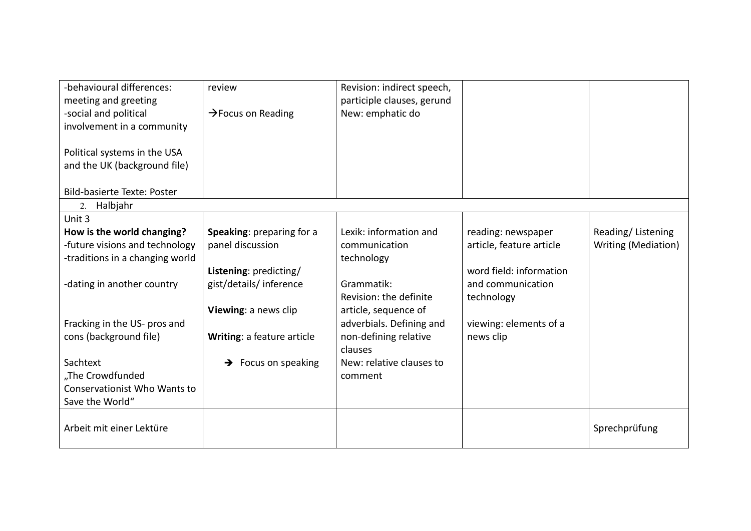| | | | | |
|---|---|---|---|---|
| -behavioural differences: meeting and greeting<br>-social and political involvement in a community<br><br>Political systems in the USA and the UK (background file)<br><br>Bild-basierte Texte: Poster | review<br><br>→Focus on Reading | Revision: indirect speech, participle clauses, gerund<br>New: emphatic do | | |
| 2. Halbjahr | | | | |
| Unit 3<br>**How is the world changing?**<br>-future visions and technology<br>-traditions in a changing world<br><br>-dating in another country<br><br>Fracking in the US- pros and cons (background file)<br><br>Sachtext<br>„The Crowdfunded Conservationist Who Wants to Save the World" | **Speaking**: preparing for a panel discussion<br><br>**Listening**: predicting/ gist/details/ inference<br><br>**Viewing**: a news clip<br><br>**Writing**: a feature article<br><br>➔ Focus on speaking | Lexik: information and communication technology<br><br>Grammatik:<br>Revision: the definite article, sequence of adverbials. Defining and non-defining relative clauses<br>New: relative clauses to comment | reading: newspaper article, feature article<br><br>word field: information and communication technology<br><br>viewing: elements of a news clip | Reading/ Listening<br>Writing (Mediation) |
| Arbeit mit einer Lektüre | | | | Sprechprüfung |